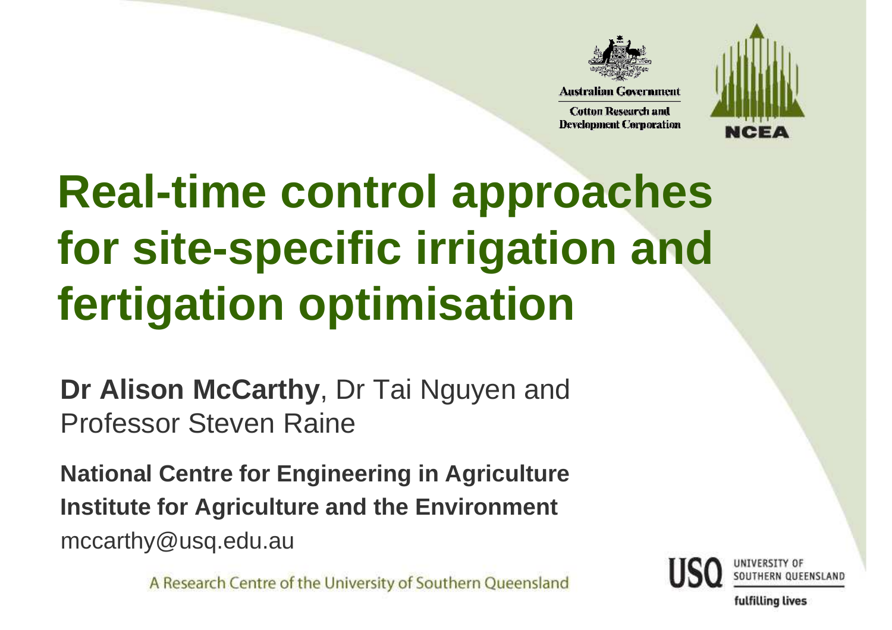Australian Government

Cotton Research and Development Corporation

NCEA

# Real-time control approaches for site-specific irrigation and fertigation optimisation

**Dr Alison McCarthy**, Dr Tai Nguyen and Professor Steven Raine

**National Centre for Engineering in Agriculture**

**Institute for Agriculture and the Environment**

mccarthy@usq.edu.au

A Research Centre of the University of Southern Queensland

USQ UNIVERSITY OF SOUTHERN QUEENSLAND

fulfilling lives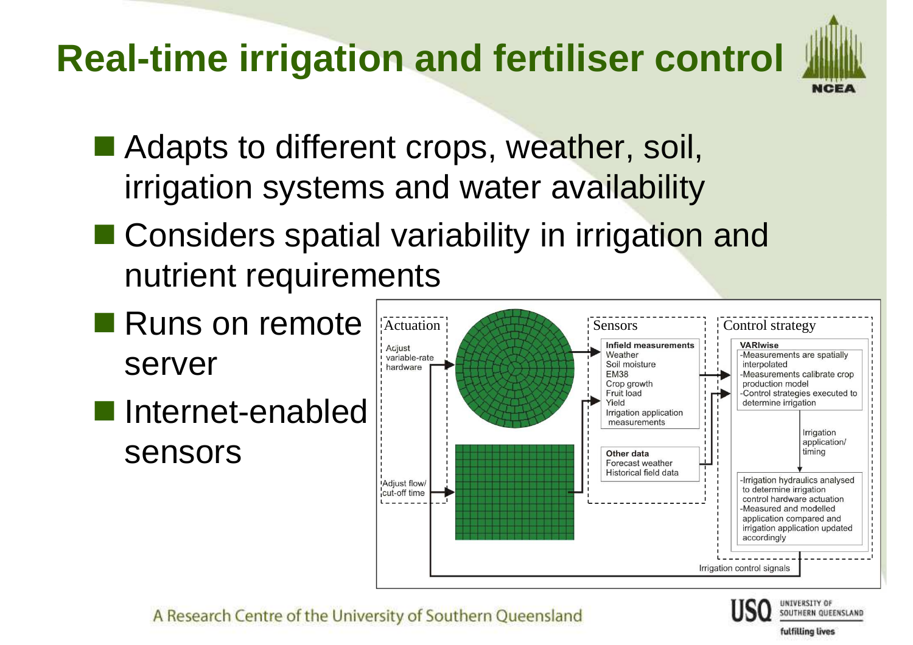# Real-time irrigation and fertiliser control

- Adapts to different crops, weather, soil, irrigation systems and water availability
- Considers spatial variability in irrigation and nutrient requirements
- Runs on remote server
- Internet-enabled sensors

Actuation

Adjust variable-rate hardware

Adjust flow/ cut-off time

Sensors

**Infield measurements**
Weather
Soil moisture
EM38
Crop growth
Fruit load
Yield
Irrigation application measurements

**Other data**
Forecast weather
Historical field data

Control strategy

**VARIwise**
-Measurements are spatially interpolated
-Measurements calibrate crop production model
-Control strategies executed to determine irrigation

Irrigation application/ timing

-Irrigation hydraulics analysed to determine irrigation control hardware actuation
-Measured and modelled application compared and irrigation application updated accordingly

Irrigation control signals

A Research Centre of the University of Southern Queensland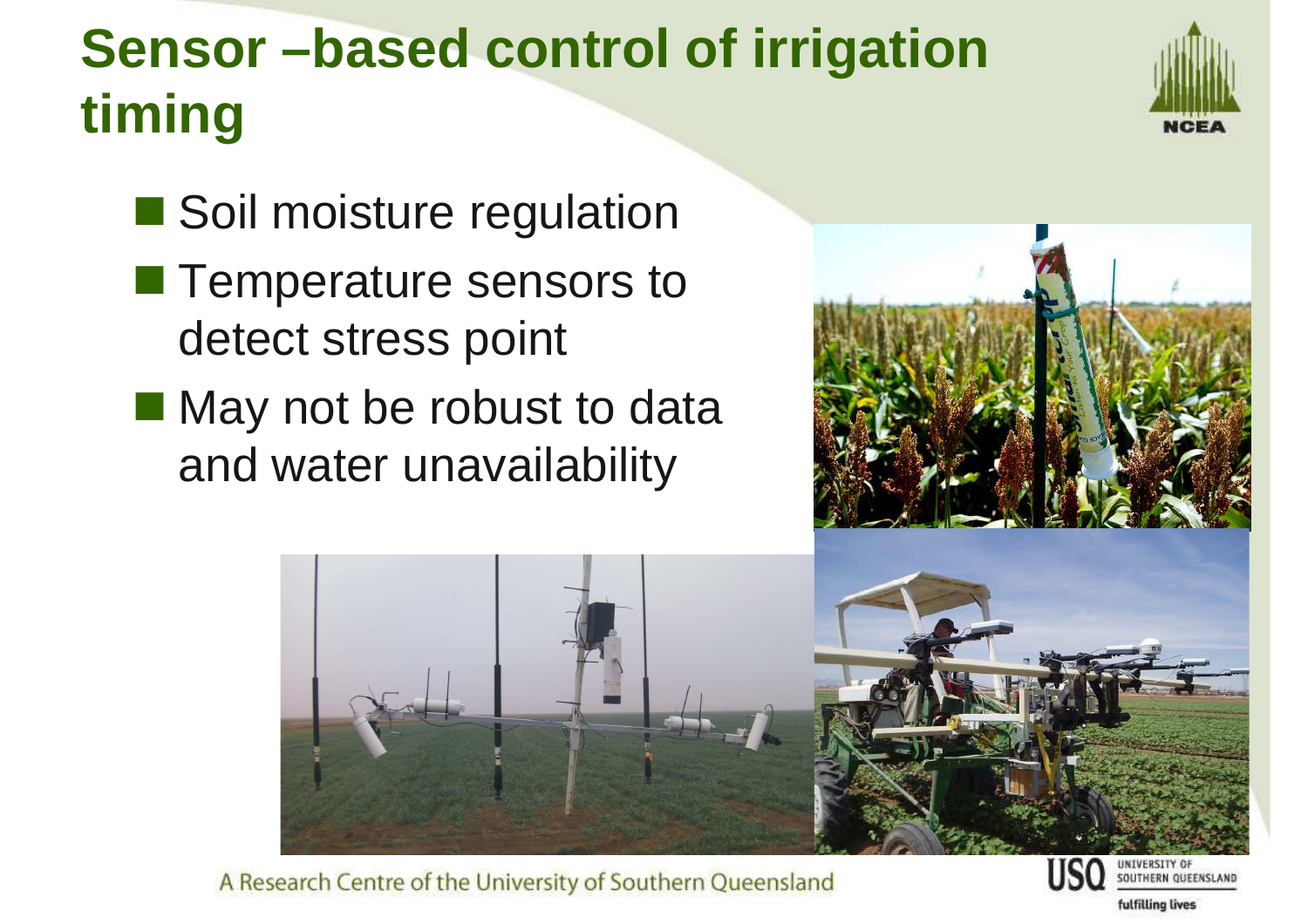# Sensor –based control of irrigation timing

- Soil moisture regulation
- Temperature sensors to detect stress point
- May not be robust to data and water unavailability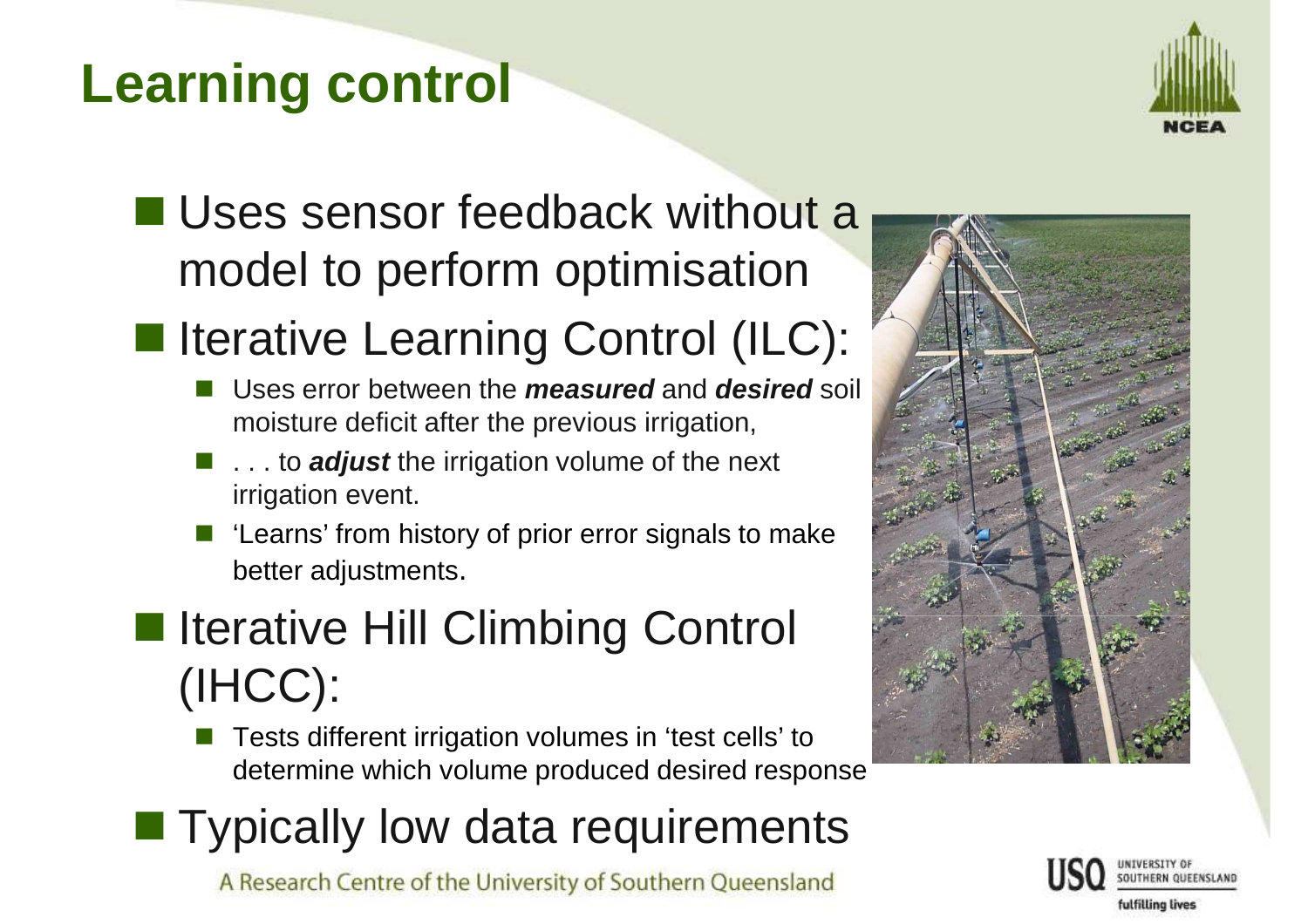# Learning control

- Uses sensor feedback without a model to perform optimisation
- Iterative Learning Control (ILC):
  - Uses error between the ***measured*** and ***desired*** soil moisture deficit after the previous irrigation,
  - . . . to ***adjust*** the irrigation volume of the next irrigation event.
  - 'Learns' from history of prior error signals to make better adjustments.
- Iterative Hill Climbing Control (IHCC):
  - Tests different irrigation volumes in 'test cells' to determine which volume produced desired response
- Typically low data requirements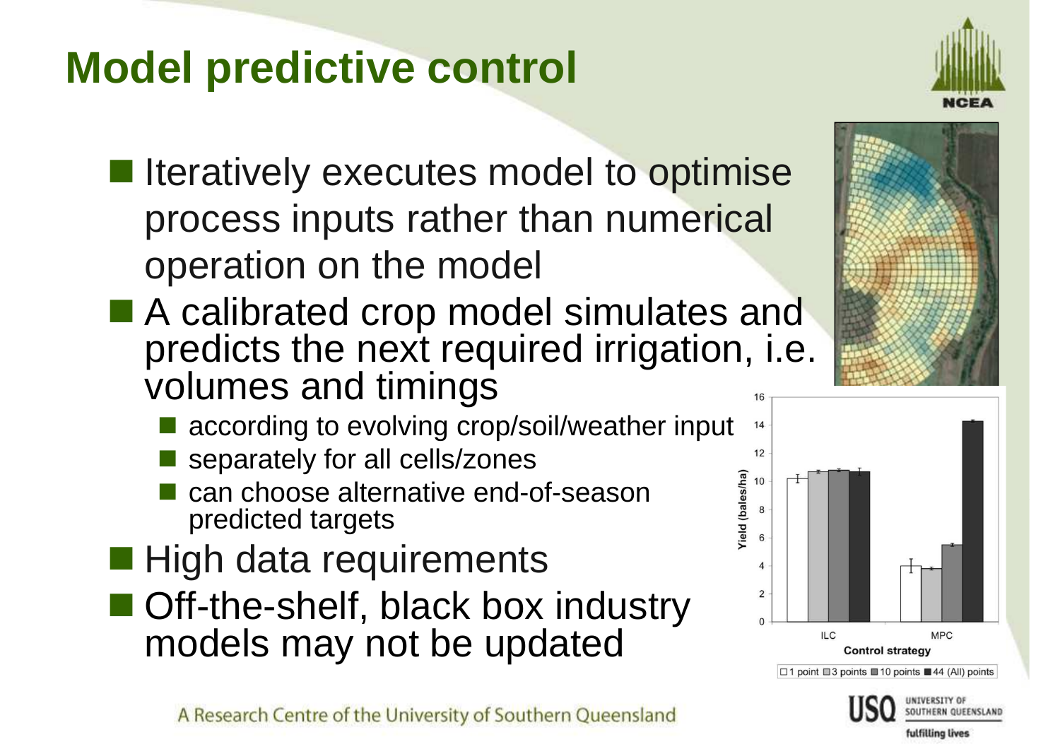# Model predictive control

- Iteratively executes model to optimise process inputs rather than numerical operation on the model
- A calibrated crop model simulates and predicts the next required irrigation, i.e. volumes and timings
  - according to evolving crop/soil/weather input
  - separately for all cells/zones
  - can choose alternative end-of-season predicted targets
- High data requirements
- Off-the-shelf, black box industry models may not be updated

A Research Centre of the University of Southern Queensland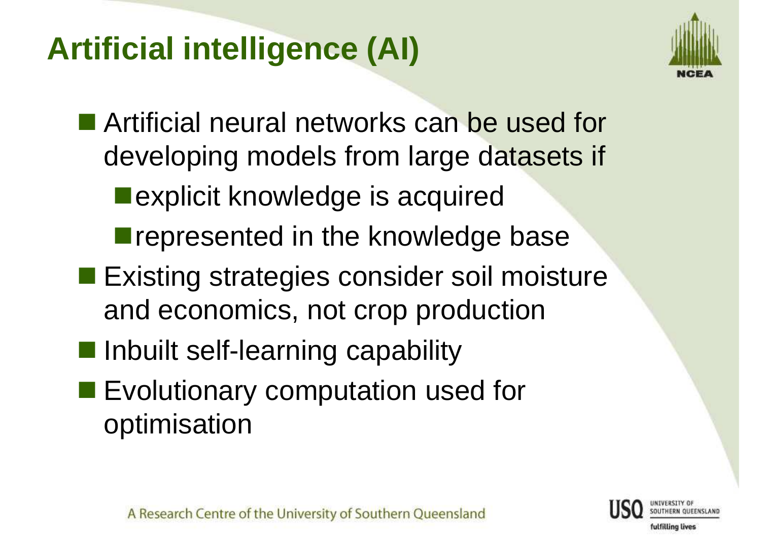# Artificial intelligence (AI)

- Artificial neural networks can be used for developing models from large datasets if
  - explicit knowledge is acquired
  - represented in the knowledge base
- Existing strategies consider soil moisture and economics, not crop production
- Inbuilt self-learning capability
- Evolutionary computation used for optimisation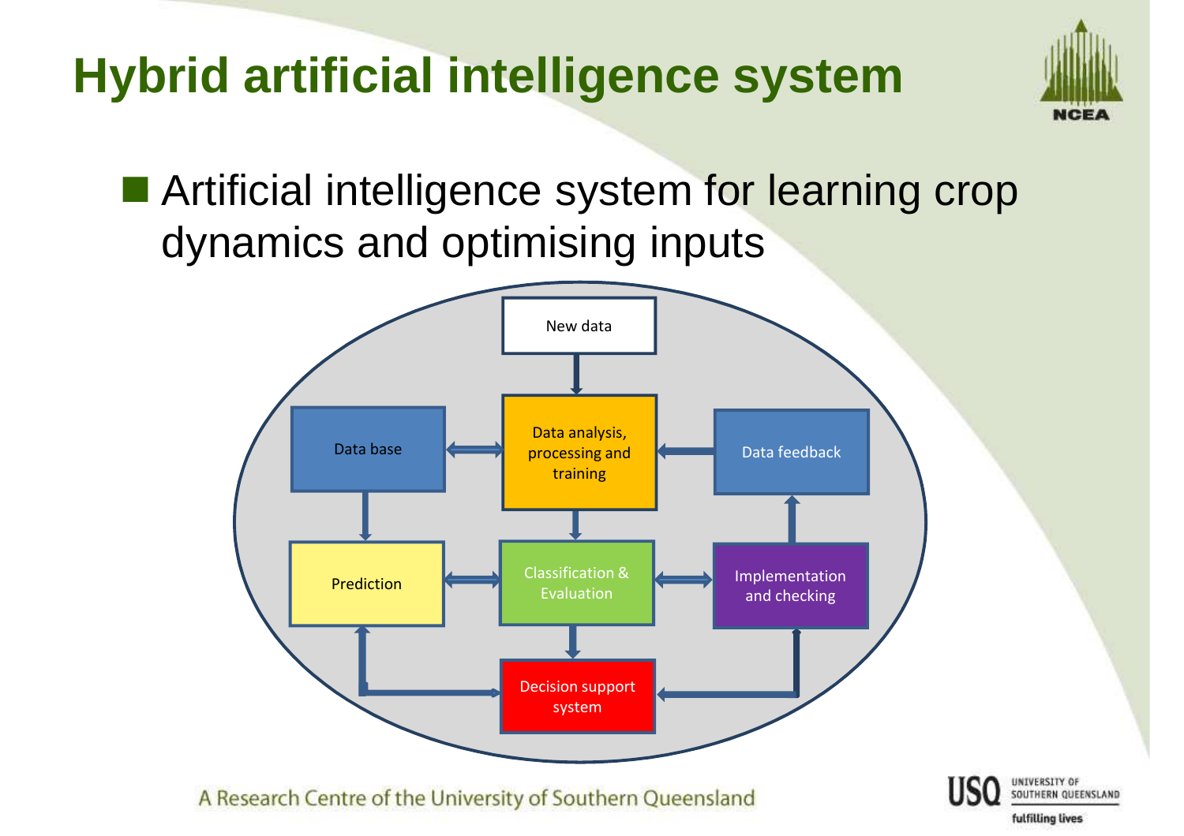# Hybrid artificial intelligence system

- Artificial intelligence system for learning crop dynamics and optimising inputs

New data

Data base

Data analysis, processing and training

Data feedback

Prediction

Classification & Evaluation

Implementation and checking

Decision support system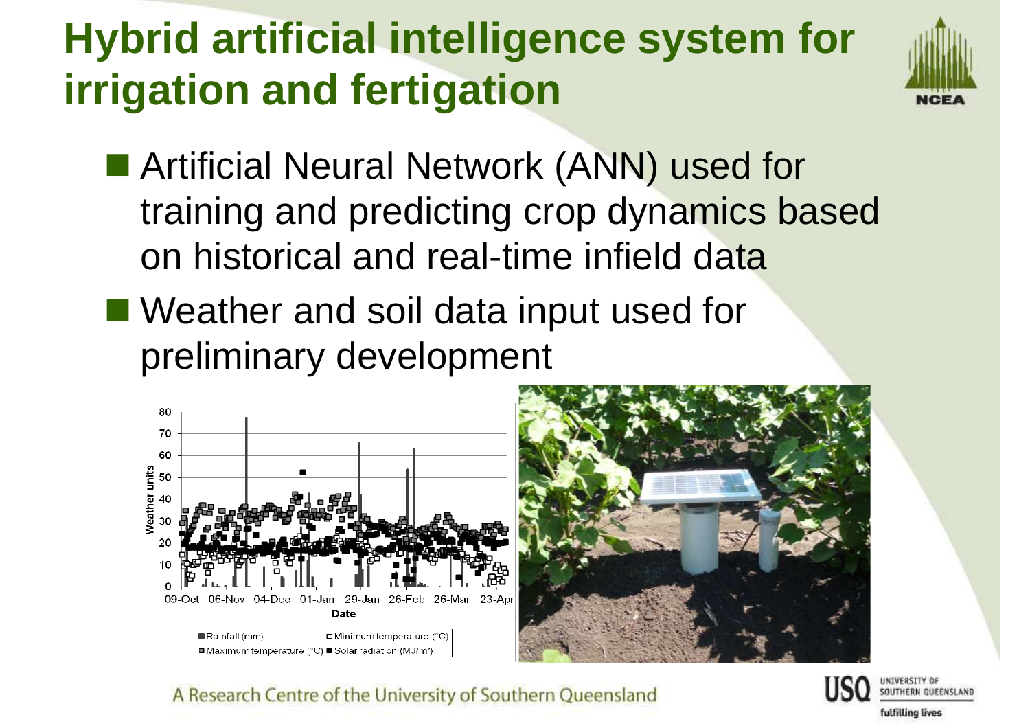# Hybrid artificial intelligence system for irrigation and fertigation

- Artificial Neural Network (ANN) used for training and predicting crop dynamics based on historical and real-time infield data
- Weather and soil data input used for preliminary development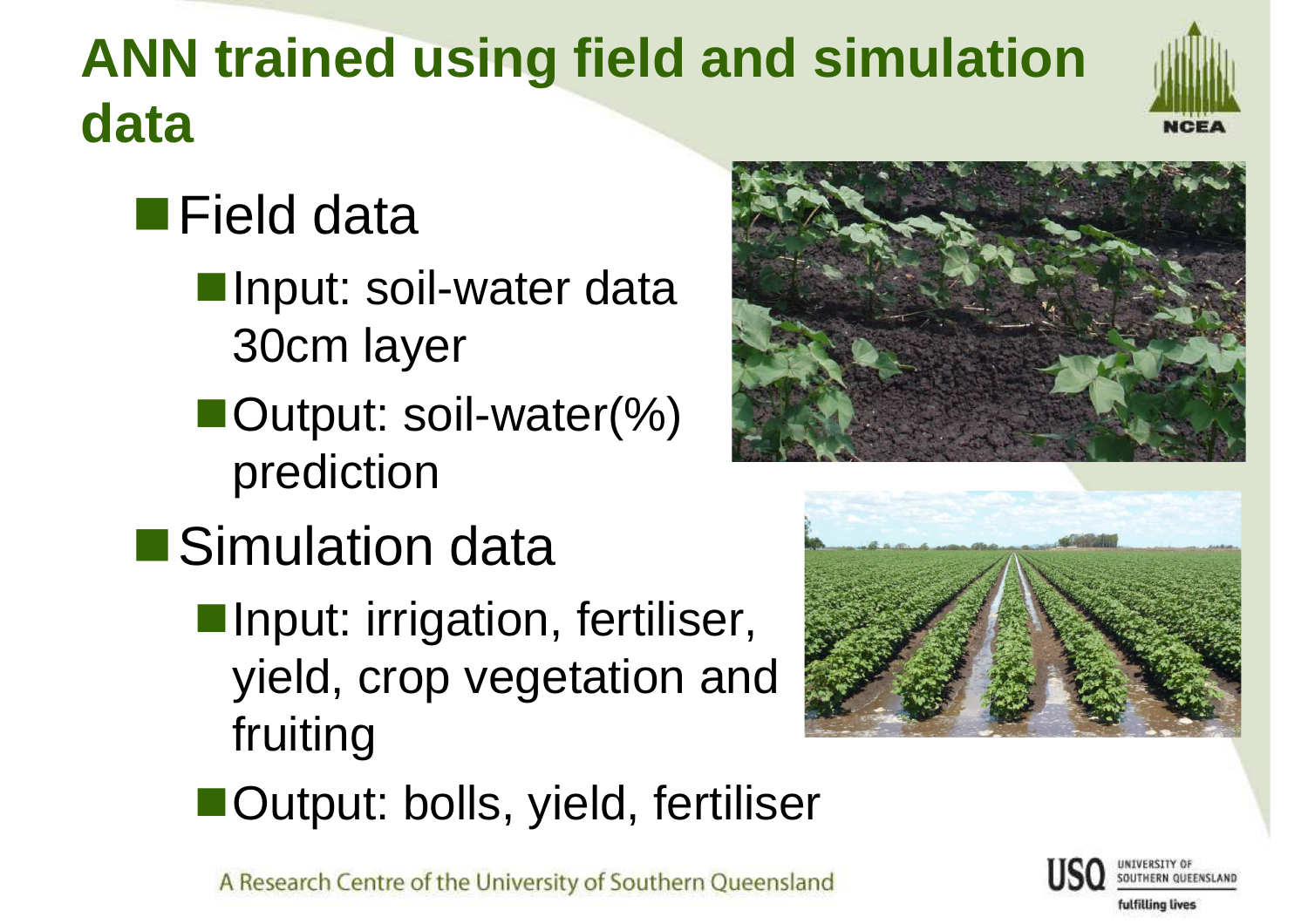# ANN trained using field and simulation data

- Field data
  - Input: soil-water data 30cm layer
  - Output: soil-water(%) prediction
- Simulation data
  - Input: irrigation, fertiliser, yield, crop vegetation and fruiting
  - Output: bolls, yield, fertiliser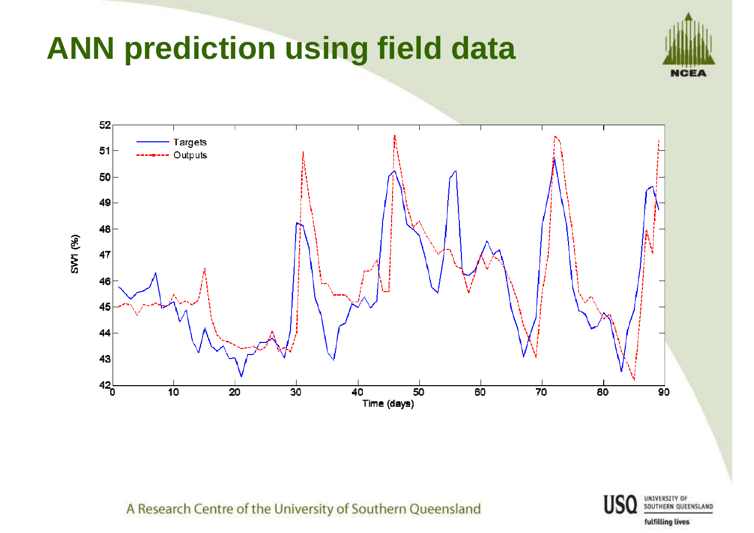# ANN prediction using field data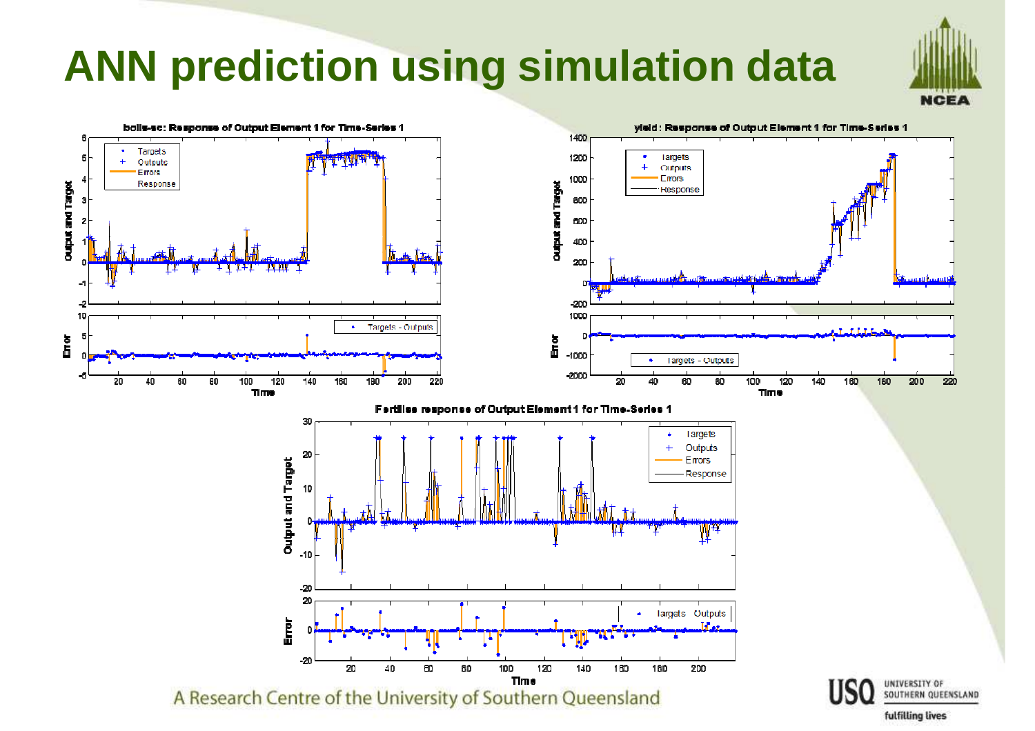# ANN prediction using simulation data

A Research Centre of the University of Southern Queensland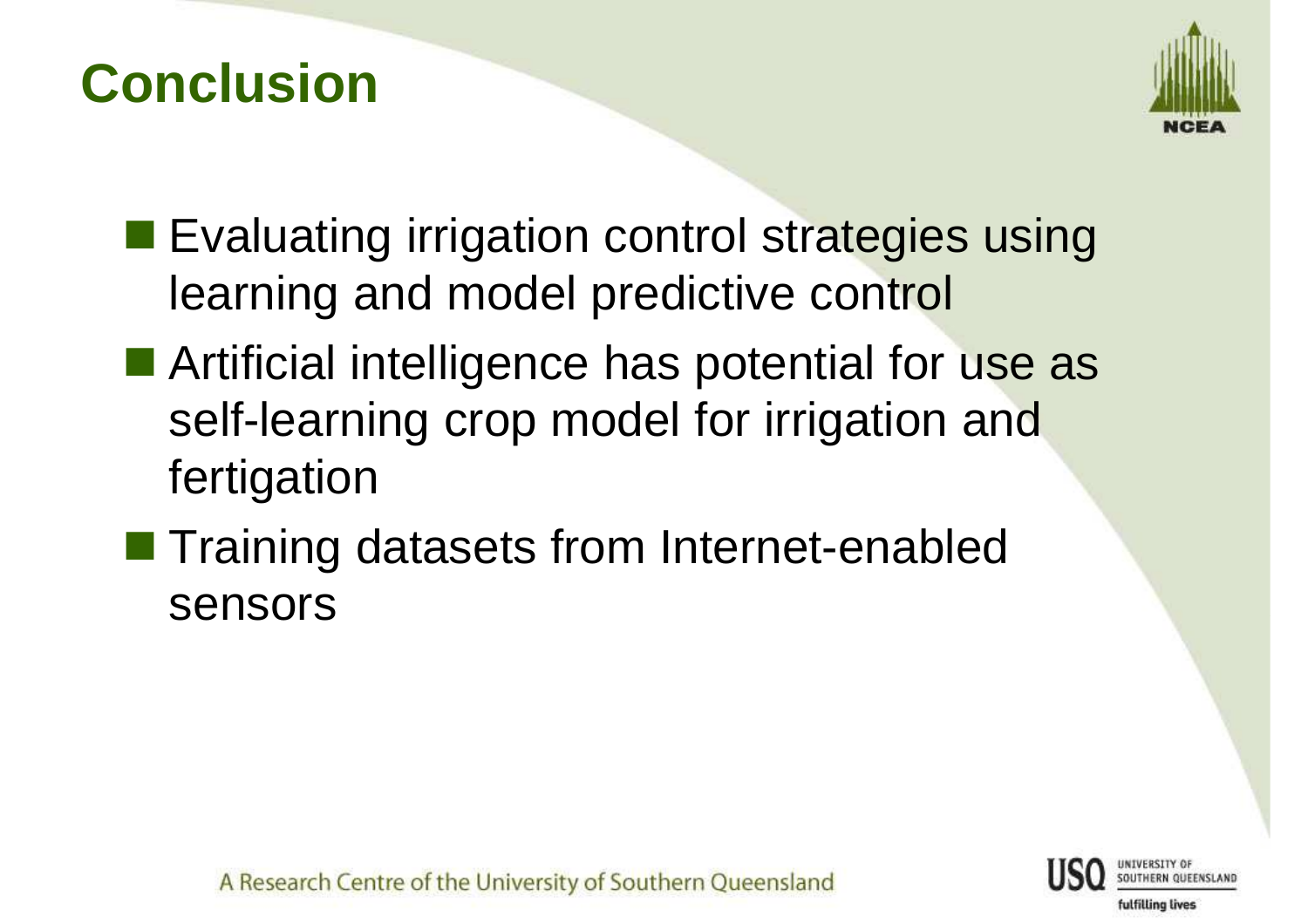# Conclusion

- Evaluating irrigation control strategies using learning and model predictive control
- Artificial intelligence has potential for use as self-learning crop model for irrigation and fertigation
- Training datasets from Internet-enabled sensors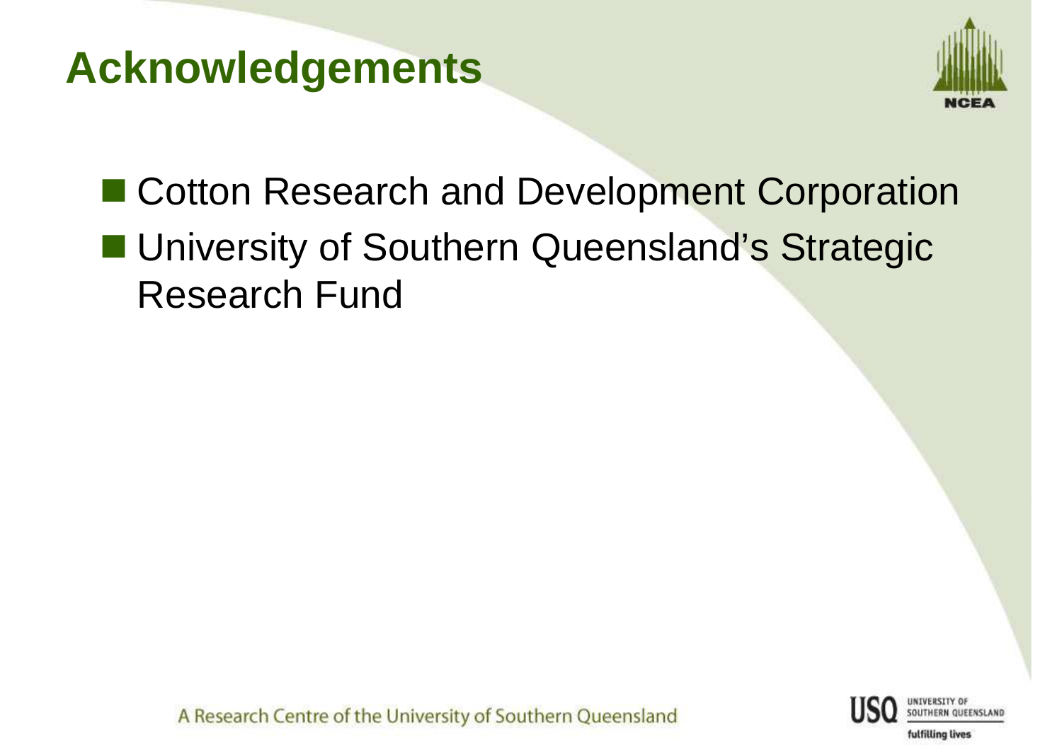# Acknowledgements

- Cotton Research and Development Corporation
- University of Southern Queensland's Strategic Research Fund